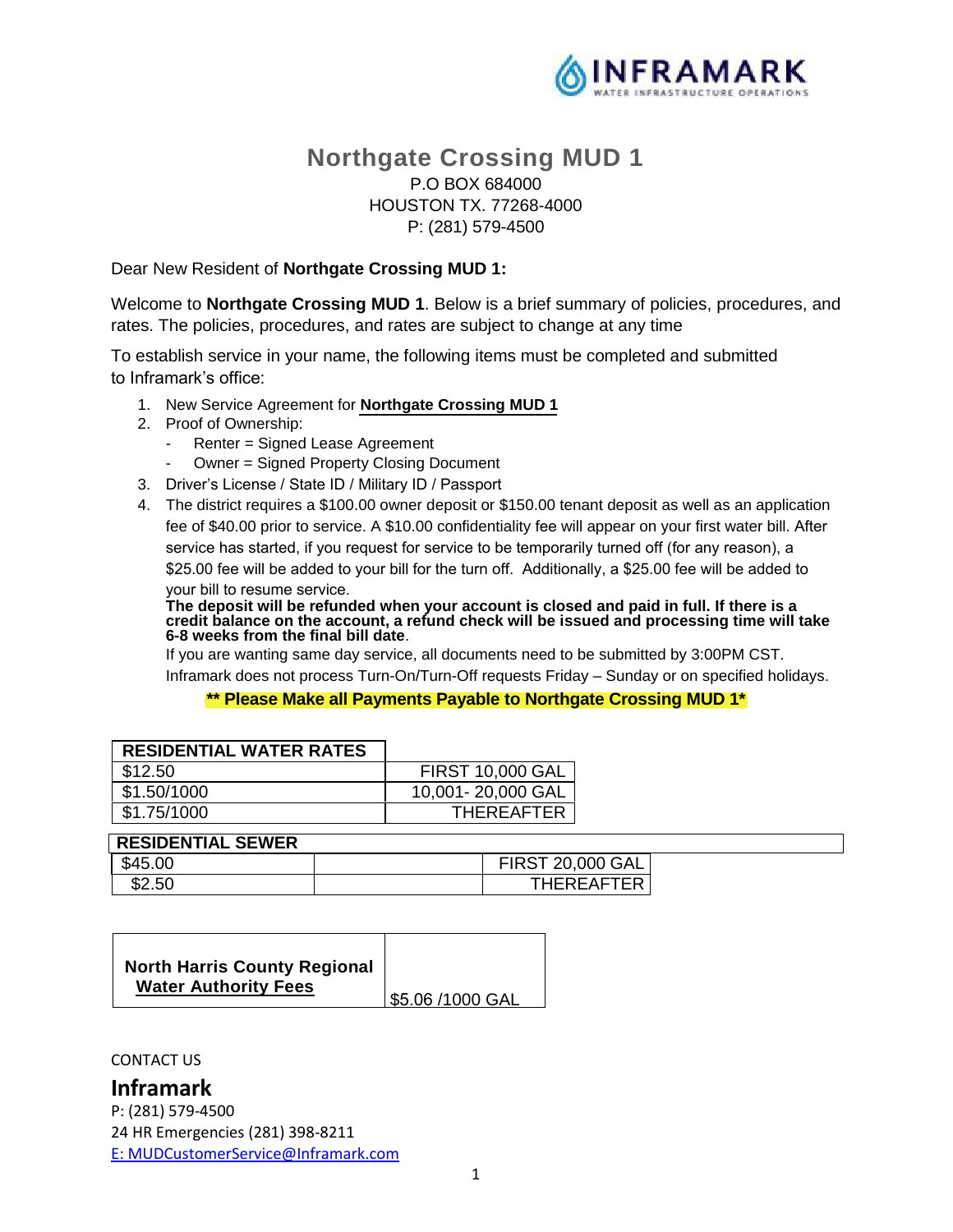# Northgate Crossing MUD 1

P.O BOX 684000
HOUSTON TX. 77268-4000
P: (281) 579-4500

Dear New Resident of **Northgate Crossing MUD 1:**

Welcome to **Northgate Crossing MUD 1**. Below is a brief summary of policies, procedures, and rates. The policies, procedures, and rates are subject to change at any time

To establish service in your name, the following items must be completed and submitted to Inframark's office:

1. New Service Agreement for **Northgate Crossing MUD 1**
2. Proof of Ownership:
   - Renter = Signed Lease Agreement
   - Owner = Signed Property Closing Document
3. Driver's License / State ID / Military ID / Passport
4. The district requires a $100.00 owner deposit or $150.00 tenant deposit as well as an application fee of $40.00 prior to service. A $10.00 confidentiality fee will appear on your first water bill. After service has started, if you request for service to be temporarily turned off (for any reason), a $25.00 fee will be added to your bill for the turn off. Additionally, a $25.00 fee will be added to your bill to resume service.
   **The deposit will be refunded when your account is closed and paid in full. If there is a credit balance on the account, a refund check will be issued and processing time will take 6-8 weeks from the final bill date**.
   If you are wanting same day service, all documents need to be submitted by 3:00PM CST. Inframark does not process Turn-On/Turn-Off requests Friday – Sunday or on specified holidays.

**** Please Make all Payments Payable to Northgate Crossing MUD 1***

| RESIDENTIAL WATER RATES | |
|---|---|
| $12.50 | FIRST 10,000 GAL |
| $1.50/1000 | 10,001- 20,000 GAL |
| $1.75/1000 | THEREAFTER |

| RESIDENTIAL SEWER | | |
|---|---|---|
| $45.00 | | FIRST 20,000 GAL |
| $2.50 | | THEREAFTER |

| North Harris County Regional Water Authority Fees | $5.06 /1000 GAL |
|---|---|

CONTACT US

**Inframark**
P: (281) 579-4500
24 HR Emergencies (281) 398-8211
E: MUDCustomerService@Inframark.com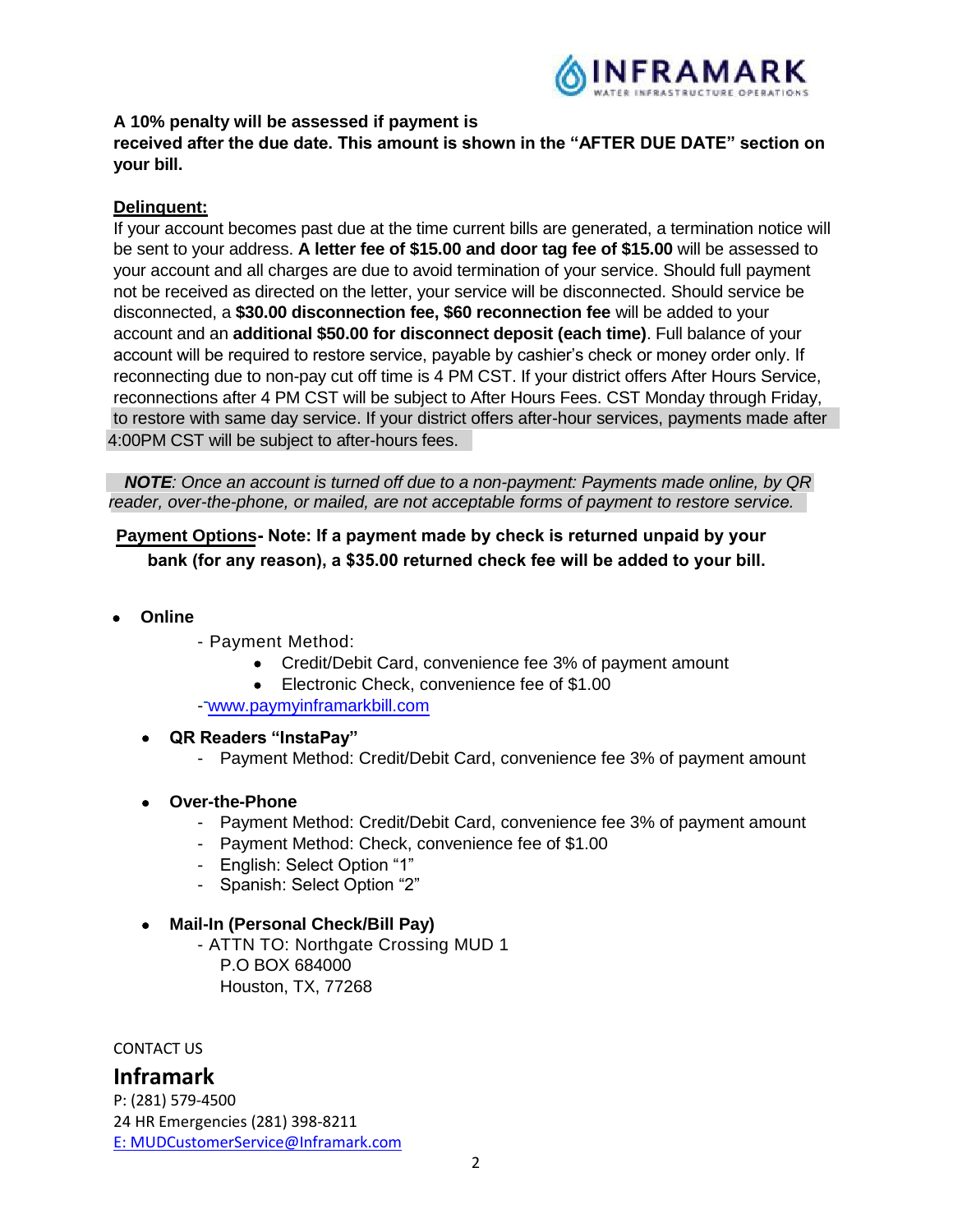**A 10% penalty will be assessed if payment is received after the due date. This amount is shown in the "AFTER DUE DATE" section on your bill.**

**Delinquent:**

If your account becomes past due at the time current bills are generated, a termination notice will be sent to your address. **A letter fee of $15.00 and door tag fee of $15.00** will be assessed to your account and all charges are due to avoid termination of your service. Should full payment not be received as directed on the letter, your service will be disconnected. Should service be disconnected, a **$30.00 disconnection fee, $60 reconnection fee** will be added to your account and an **additional $50.00 for disconnect deposit (each time)**. Full balance of your account will be required to restore service, payable by cashier's check or money order only. If reconnecting due to non-pay cut off time is 4 PM CST. If your district offers After Hours Service, reconnections after 4 PM CST will be subject to After Hours Fees. CST Monday through Friday, to restore with same day service. If your district offers after-hour services, payments made after 4:00PM CST will be subject to after-hours fees.

***NOTE**: Once an account is turned off due to a non-payment: Payments made online, by QR reader, over-the-phone, or mailed, are not acceptable forms of payment to restore service.*

**Payment Options- Note: If a payment made by check is returned unpaid by your bank (for any reason), a $35.00 returned check fee will be added to your bill.**

- **Online**
  - Payment Method:
    - Credit/Debit Card, convenience fee 3% of payment amount
    - Electronic Check, convenience fee of $1.00
  - www.paymyinframarkbill.com
- **QR Readers "InstaPay"**
  - Payment Method: Credit/Debit Card, convenience fee 3% of payment amount
- **Over-the-Phone**
  - Payment Method: Credit/Debit Card, convenience fee 3% of payment amount
  - Payment Method: Check, convenience fee of $1.00
  - English: Select Option "1"
  - Spanish: Select Option "2"
- **Mail-In (Personal Check/Bill Pay)**
  - ATTN TO: Northgate Crossing MUD 1
    P.O BOX 684000
    Houston, TX, 77268

CONTACT US

**Inframark**

P: (281) 579-4500
24 HR Emergencies (281) 398-8211
E: MUDCustomerService@Inframark.com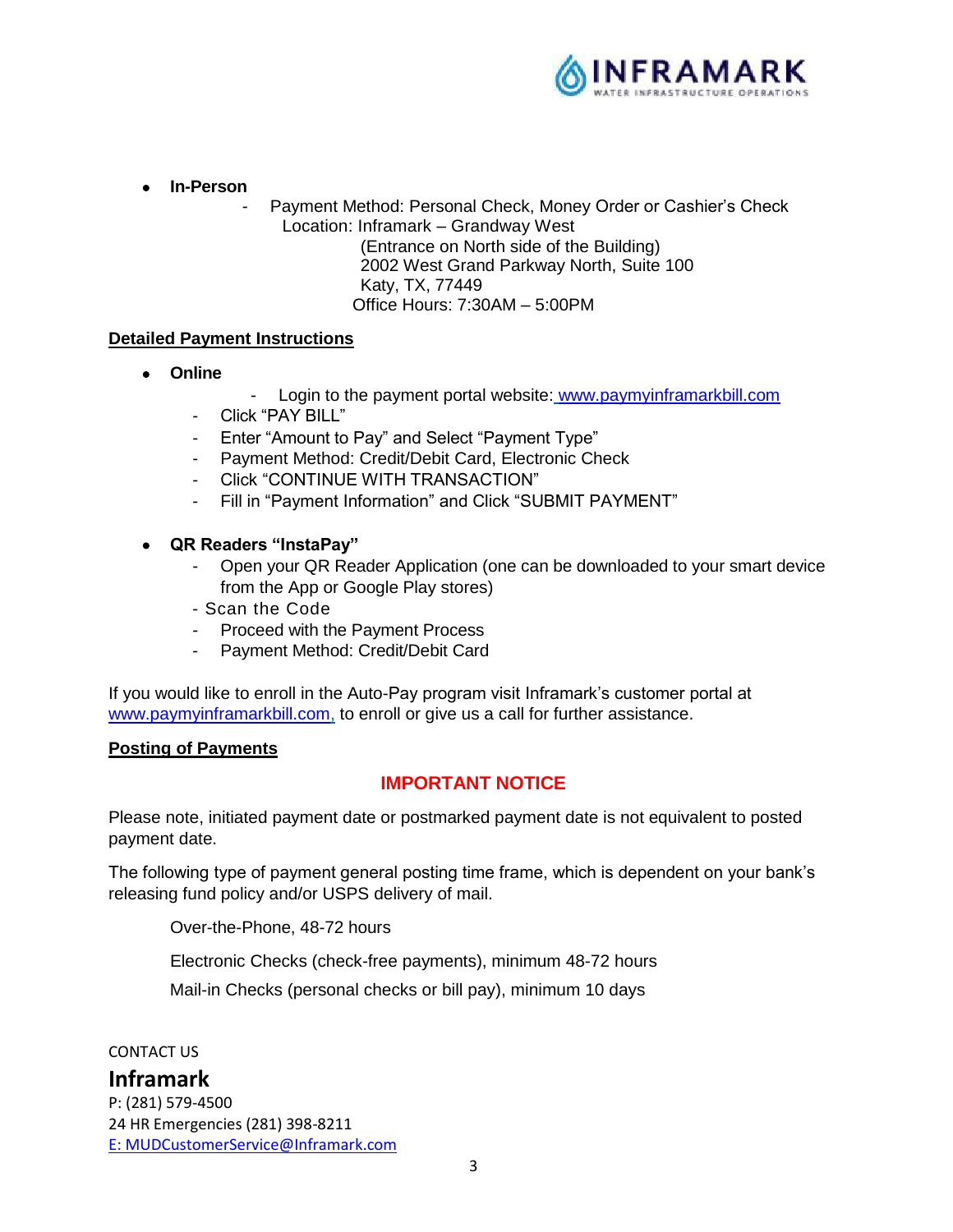- **In-Person**
  - Payment Method: Personal Check, Money Order or Cashier's Check
    Location: Inframark – Grandway West
    (Entrance on North side of the Building)
    2002 West Grand Parkway North, Suite 100
    Katy, TX, 77449
    Office Hours: 7:30AM – 5:00PM

**Detailed Payment Instructions**

- **Online**
  - Login to the payment portal website: www.paymyinframarkbill.com
  - Click "PAY BILL"
  - Enter "Amount to Pay" and Select "Payment Type"
  - Payment Method: Credit/Debit Card, Electronic Check
  - Click "CONTINUE WITH TRANSACTION"
  - Fill in "Payment Information" and Click "SUBMIT PAYMENT"

- **QR Readers "InstaPay"**
  - Open your QR Reader Application (one can be downloaded to your smart device from the App or Google Play stores)
  - Scan the Code
  - Proceed with the Payment Process
  - Payment Method: Credit/Debit Card

If you would like to enroll in the Auto-Pay program visit Inframark's customer portal at www.paymyinframarkbill.com, to enroll or give us a call for further assistance.

**Posting of Payments**

**IMPORTANT NOTICE**

Please note, initiated payment date or postmarked payment date is not equivalent to posted payment date.

The following type of payment general posting time frame, which is dependent on your bank's releasing fund policy and/or USPS delivery of mail.

Over-the-Phone, 48-72 hours

Electronic Checks (check-free payments), minimum 48-72 hours

Mail-in Checks (personal checks or bill pay), minimum 10 days

CONTACT US

**Inframark**

P: (281) 579-4500
24 HR Emergencies (281) 398-8211
E: MUDCustomerService@Inframark.com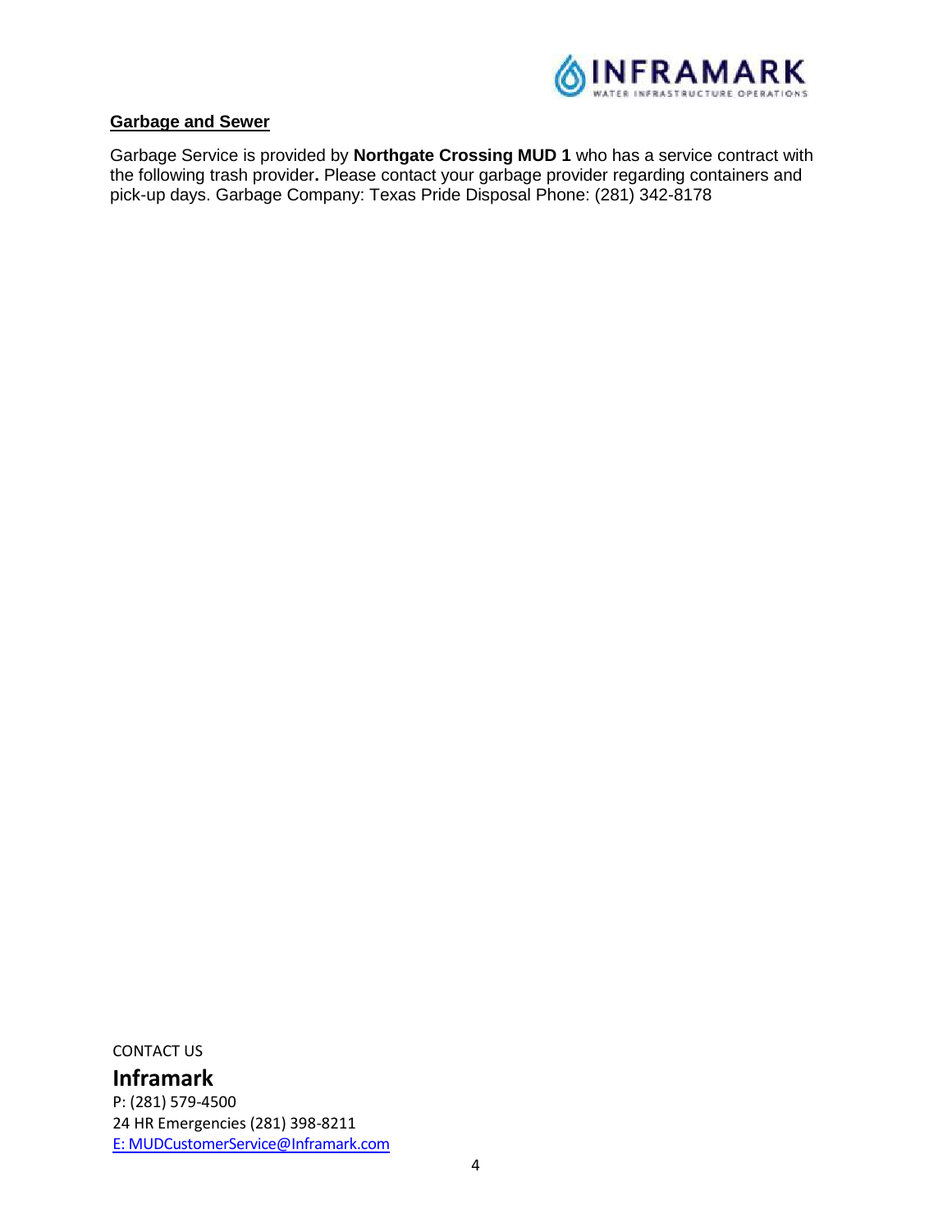**Garbage and Sewer**

Garbage Service is provided by **Northgate Crossing MUD 1** who has a service contract with the following trash provider**.** Please contact your garbage provider regarding containers and pick-up days. Garbage Company: Texas Pride Disposal Phone: (281) 342-8178

CONTACT US

**Inframark**

P: (281) 579-4500

24 HR Emergencies (281) 398-8211

E: MUDCustomerService@Inframark.com